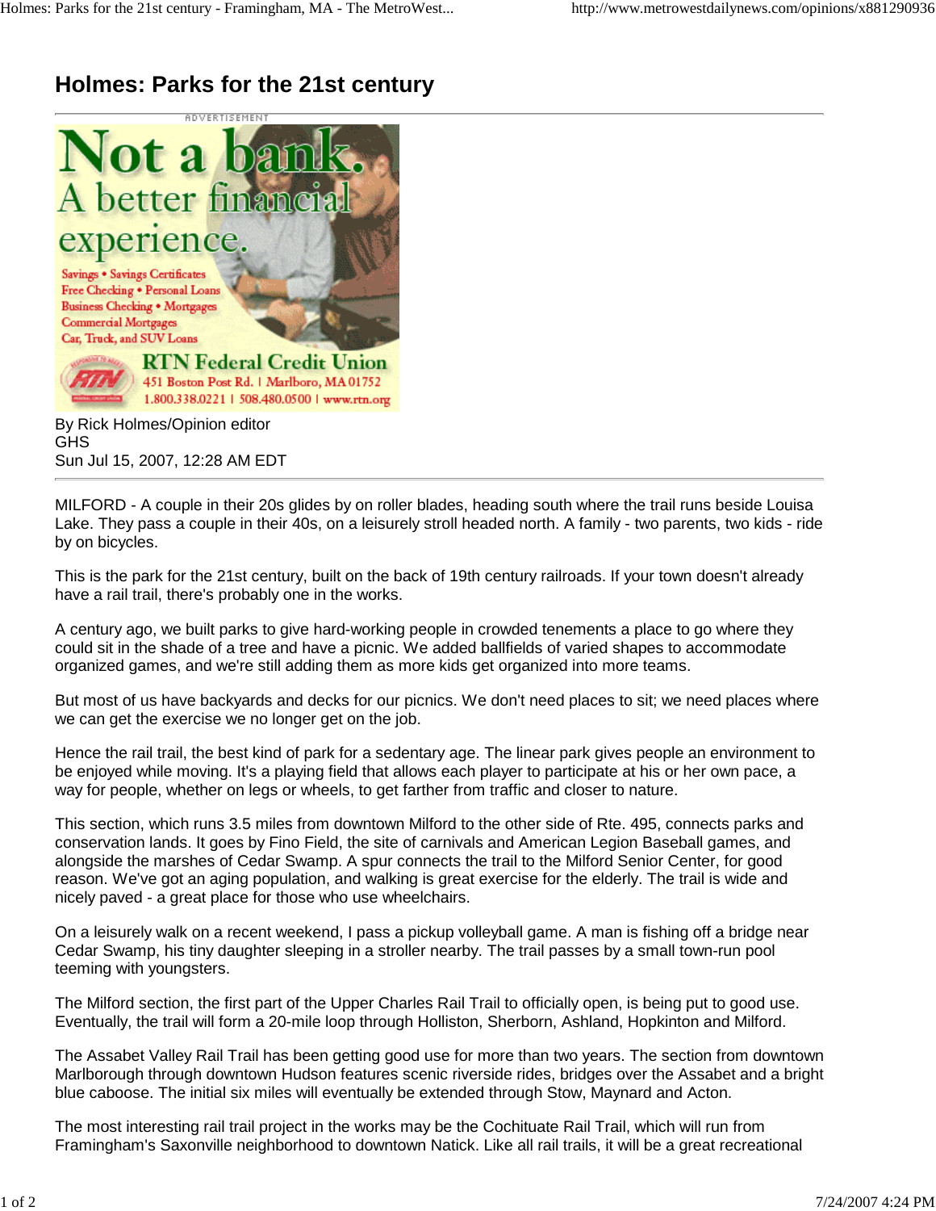# Holmes: Parks for the 21st century

By Rick Holmes/Opinion editor
GHS
Sun Jul 15, 2007, 12:28 AM EDT

MILFORD - A couple in their 20s glides by on roller blades, heading south where the trail runs beside Louisa Lake. They pass a couple in their 40s, on a leisurely stroll headed north. A family - two parents, two kids - ride by on bicycles.

This is the park for the 21st century, built on the back of 19th century railroads. If your town doesn't already have a rail trail, there's probably one in the works.

A century ago, we built parks to give hard-working people in crowded tenements a place to go where they could sit in the shade of a tree and have a picnic. We added ballfields of varied shapes to accommodate organized games, and we're still adding them as more kids get organized into more teams.

But most of us have backyards and decks for our picnics. We don't need places to sit; we need places where we can get the exercise we no longer get on the job.

Hence the rail trail, the best kind of park for a sedentary age. The linear park gives people an environment to be enjoyed while moving. It's a playing field that allows each player to participate at his or her own pace, a way for people, whether on legs or wheels, to get farther from traffic and closer to nature.

This section, which runs 3.5 miles from downtown Milford to the other side of Rte. 495, connects parks and conservation lands. It goes by Fino Field, the site of carnivals and American Legion Baseball games, and alongside the marshes of Cedar Swamp. A spur connects the trail to the Milford Senior Center, for good reason. We've got an aging population, and walking is great exercise for the elderly. The trail is wide and nicely paved - a great place for those who use wheelchairs.

On a leisurely walk on a recent weekend, I pass a pickup volleyball game. A man is fishing off a bridge near Cedar Swamp, his tiny daughter sleeping in a stroller nearby. The trail passes by a small town-run pool teeming with youngsters.

The Milford section, the first part of the Upper Charles Rail Trail to officially open, is being put to good use. Eventually, the trail will form a 20-mile loop through Holliston, Sherborn, Ashland, Hopkinton and Milford.

The Assabet Valley Rail Trail has been getting good use for more than two years. The section from downtown Marlborough through downtown Hudson features scenic riverside rides, bridges over the Assabet and a bright blue caboose. The initial six miles will eventually be extended through Stow, Maynard and Acton.

The most interesting rail trail project in the works may be the Cochituate Rail Trail, which will run from Framingham's Saxonville neighborhood to downtown Natick. Like all rail trails, it will be a great recreational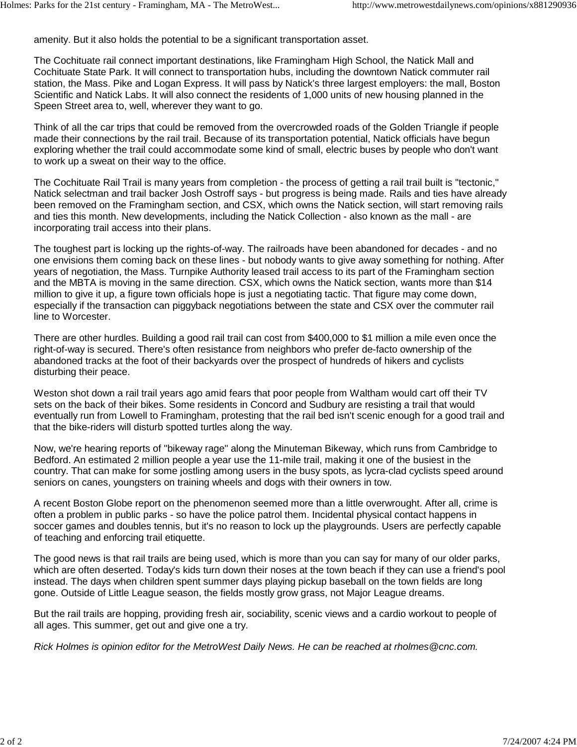amenity. But it also holds the potential to be a significant transportation asset.

The Cochituate rail connect important destinations, like Framingham High School, the Natick Mall and Cochituate State Park. It will connect to transportation hubs, including the downtown Natick commuter rail station, the Mass. Pike and Logan Express. It will pass by Natick's three largest employers: the mall, Boston Scientific and Natick Labs. It will also connect the residents of 1,000 units of new housing planned in the Speen Street area to, well, wherever they want to go.

Think of all the car trips that could be removed from the overcrowded roads of the Golden Triangle if people made their connections by the rail trail. Because of its transportation potential, Natick officials have begun exploring whether the trail could accommodate some kind of small, electric buses by people who don't want to work up a sweat on their way to the office.

The Cochituate Rail Trail is many years from completion - the process of getting a rail trail built is "tectonic," Natick selectman and trail backer Josh Ostroff says - but progress is being made. Rails and ties have already been removed on the Framingham section, and CSX, which owns the Natick section, will start removing rails and ties this month. New developments, including the Natick Collection - also known as the mall - are incorporating trail access into their plans.

The toughest part is locking up the rights-of-way. The railroads have been abandoned for decades - and no one envisions them coming back on these lines - but nobody wants to give away something for nothing. After years of negotiation, the Mass. Turnpike Authority leased trail access to its part of the Framingham section and the MBTA is moving in the same direction. CSX, which owns the Natick section, wants more than $14 million to give it up, a figure town officials hope is just a negotiating tactic. That figure may come down, especially if the transaction can piggyback negotiations between the state and CSX over the commuter rail line to Worcester.

There are other hurdles. Building a good rail trail can cost from $400,000 to $1 million a mile even once the right-of-way is secured. There's often resistance from neighbors who prefer de-facto ownership of the abandoned tracks at the foot of their backyards over the prospect of hundreds of hikers and cyclists disturbing their peace.

Weston shot down a rail trail years ago amid fears that poor people from Waltham would cart off their TV sets on the back of their bikes. Some residents in Concord and Sudbury are resisting a trail that would eventually run from Lowell to Framingham, protesting that the rail bed isn't scenic enough for a good trail and that the bike-riders will disturb spotted turtles along the way.

Now, we're hearing reports of "bikeway rage" along the Minuteman Bikeway, which runs from Cambridge to Bedford. An estimated 2 million people a year use the 11-mile trail, making it one of the busiest in the country. That can make for some jostling among users in the busy spots, as lycra-clad cyclists speed around seniors on canes, youngsters on training wheels and dogs with their owners in tow.

A recent Boston Globe report on the phenomenon seemed more than a little overwrought. After all, crime is often a problem in public parks - so have the police patrol them. Incidental physical contact happens in soccer games and doubles tennis, but it's no reason to lock up the playgrounds. Users are perfectly capable of teaching and enforcing trail etiquette.

The good news is that rail trails are being used, which is more than you can say for many of our older parks, which are often deserted. Today's kids turn down their noses at the town beach if they can use a friend's pool instead. The days when children spent summer days playing pickup baseball on the town fields are long gone. Outside of Little League season, the fields mostly grow grass, not Major League dreams.

But the rail trails are hopping, providing fresh air, sociability, scenic views and a cardio workout to people of all ages. This summer, get out and give one a try.

*Rick Holmes is opinion editor for the MetroWest Daily News. He can be reached at rholmes@cnc.com.*